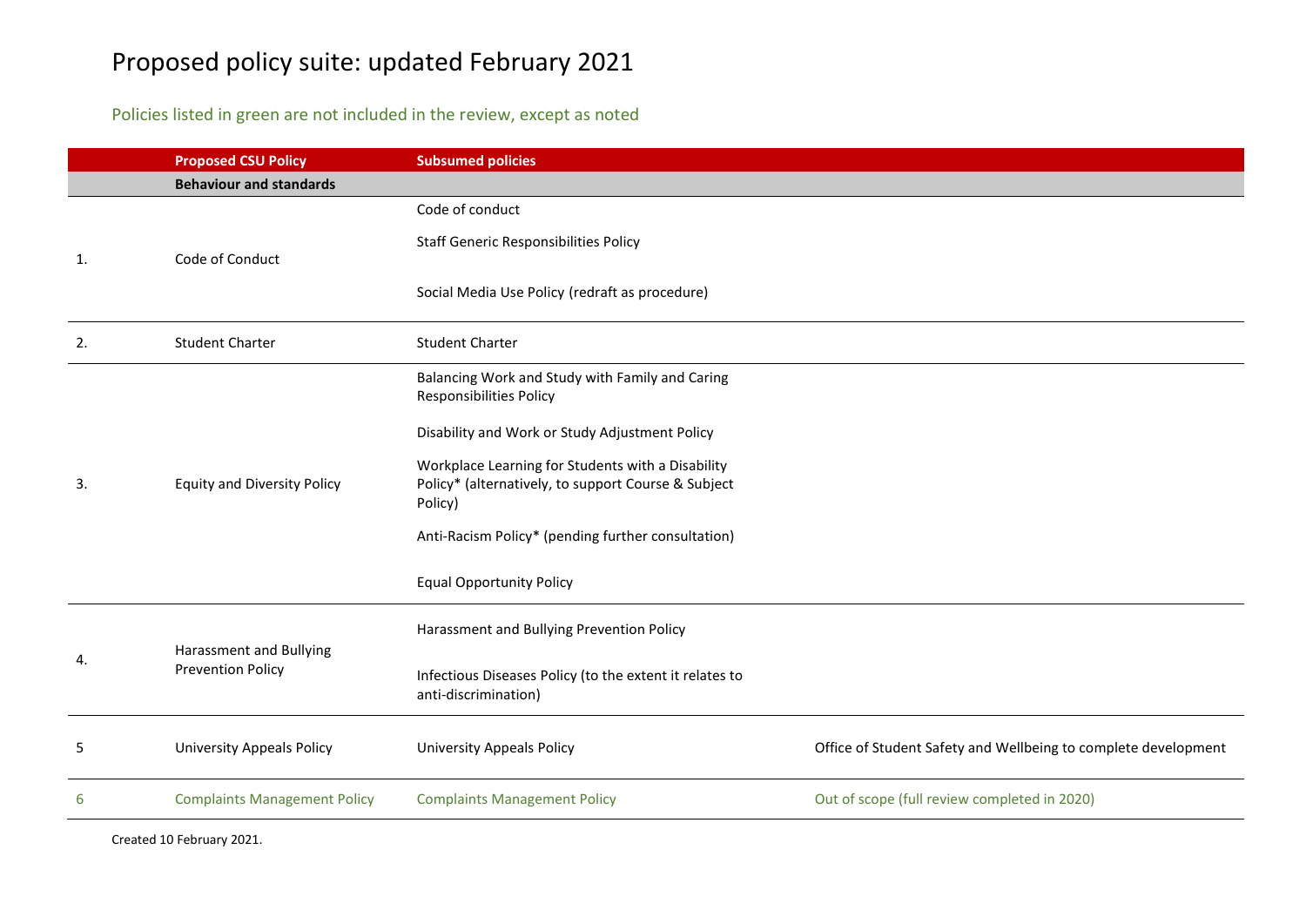# Proposed policy suite: updated February 2021

Policies listed in green are not included in the review, except as noted

| | Proposed CSU Policy | Subsumed policies | |
|---|---|---|---|
| | **Behaviour and standards** | | |
| 1. | Code of Conduct | Code of conduct<br>Staff Generic Responsibilities Policy<br>Social Media Use Policy (redraft as procedure) | |
| 2. | Student Charter | Student Charter | |
| 3. | Equity and Diversity Policy | Balancing Work and Study with Family and Caring Responsibilities Policy<br>Disability and Work or Study Adjustment Policy<br>Workplace Learning for Students with a Disability Policy* (alternatively, to support Course & Subject Policy)<br>Anti-Racism Policy* (pending further consultation)<br>Equal Opportunity Policy | |
| 4. | Harassment and Bullying Prevention Policy | Harassment and Bullying Prevention Policy<br>Infectious Diseases Policy (to the extent it relates to anti-discrimination) | |
| 5 | University Appeals Policy | University Appeals Policy | Office of Student Safety and Wellbeing to complete development |
| 6 | Complaints Management Policy | Complaints Management Policy | Out of scope (full review completed in 2020) |

Created 10 February 2021.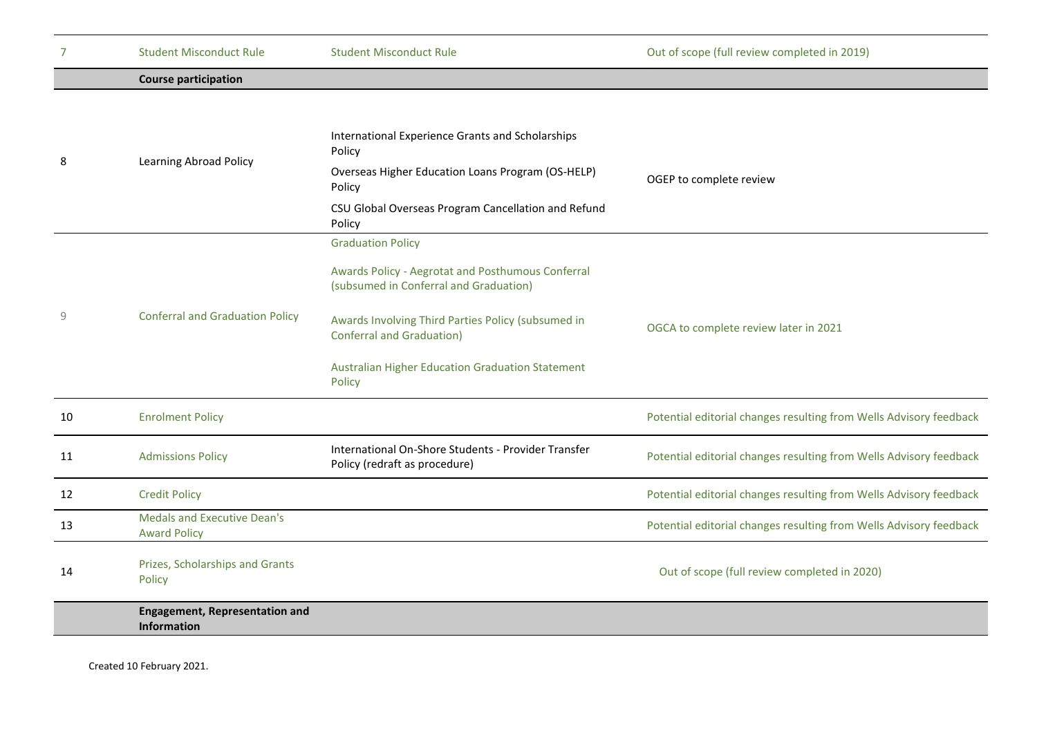| | | | |
|---|---|---|---|
| 7 | Student Misconduct Rule | Student Misconduct Rule | Out of scope (full review completed in 2019) |
| | **Course participation** | | |
| 8 | Learning Abroad Policy | International Experience Grants and Scholarships Policy<br>Overseas Higher Education Loans Program (OS-HELP) Policy<br>CSU Global Overseas Program Cancellation and Refund Policy | OGEP to complete review |
| 9 | Conferral and Graduation Policy | Graduation Policy<br>Awards Policy - Aegrotat and Posthumous Conferral (subsumed in Conferral and Graduation)<br>Awards Involving Third Parties Policy (subsumed in Conferral and Graduation)<br>Australian Higher Education Graduation Statement Policy | OGCA to complete review later in 2021 |
| 10 | Enrolment Policy | | Potential editorial changes resulting from Wells Advisory feedback |
| 11 | Admissions Policy | International On-Shore Students - Provider Transfer Policy (redraft as procedure) | Potential editorial changes resulting from Wells Advisory feedback |
| 12 | Credit Policy | | Potential editorial changes resulting from Wells Advisory feedback |
| 13 | Medals and Executive Dean's Award Policy | | Potential editorial changes resulting from Wells Advisory feedback |
| 14 | Prizes, Scholarships and Grants Policy | | Out of scope (full review completed in 2020) |
| | **Engagement, Representation and Information** | | |

Created 10 February 2021.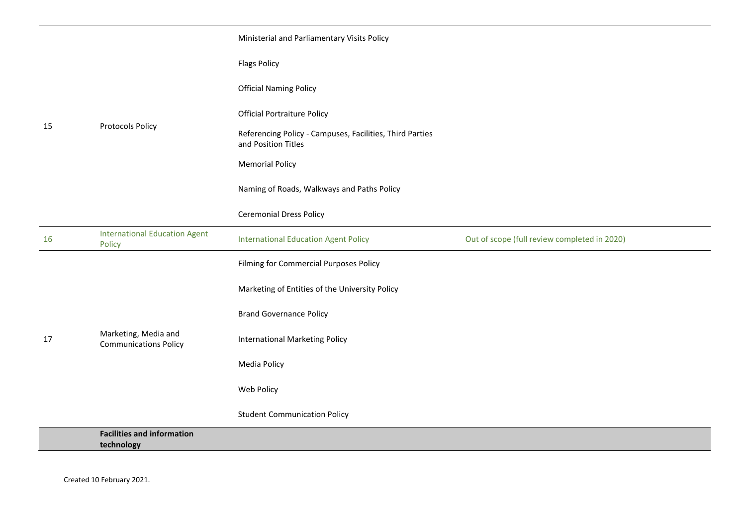| | | | |
|---|---|---|---|
| 15 | Protocols Policy | Ministerial and Parliamentary Visits Policy | |
| | | Flags Policy | |
| | | Official Naming Policy | |
| | | Official Portraiture Policy | |
| | | Referencing Policy - Campuses, Facilities, Third Parties and Position Titles | |
| | | Memorial Policy | |
| | | Naming of Roads, Walkways and Paths Policy | |
| | | Ceremonial Dress Policy | |
| 16 | International Education Agent Policy | International Education Agent Policy | Out of scope (full review completed in 2020) |
| 17 | Marketing, Media and Communications Policy | Filming for Commercial Purposes Policy | |
| | | Marketing of Entities of the University Policy | |
| | | Brand Governance Policy | |
| | | International Marketing Policy | |
| | | Media Policy | |
| | | Web Policy | |
| | | Student Communication Policy | |
| | **Facilities and information technology** | | |

Created 10 February 2021.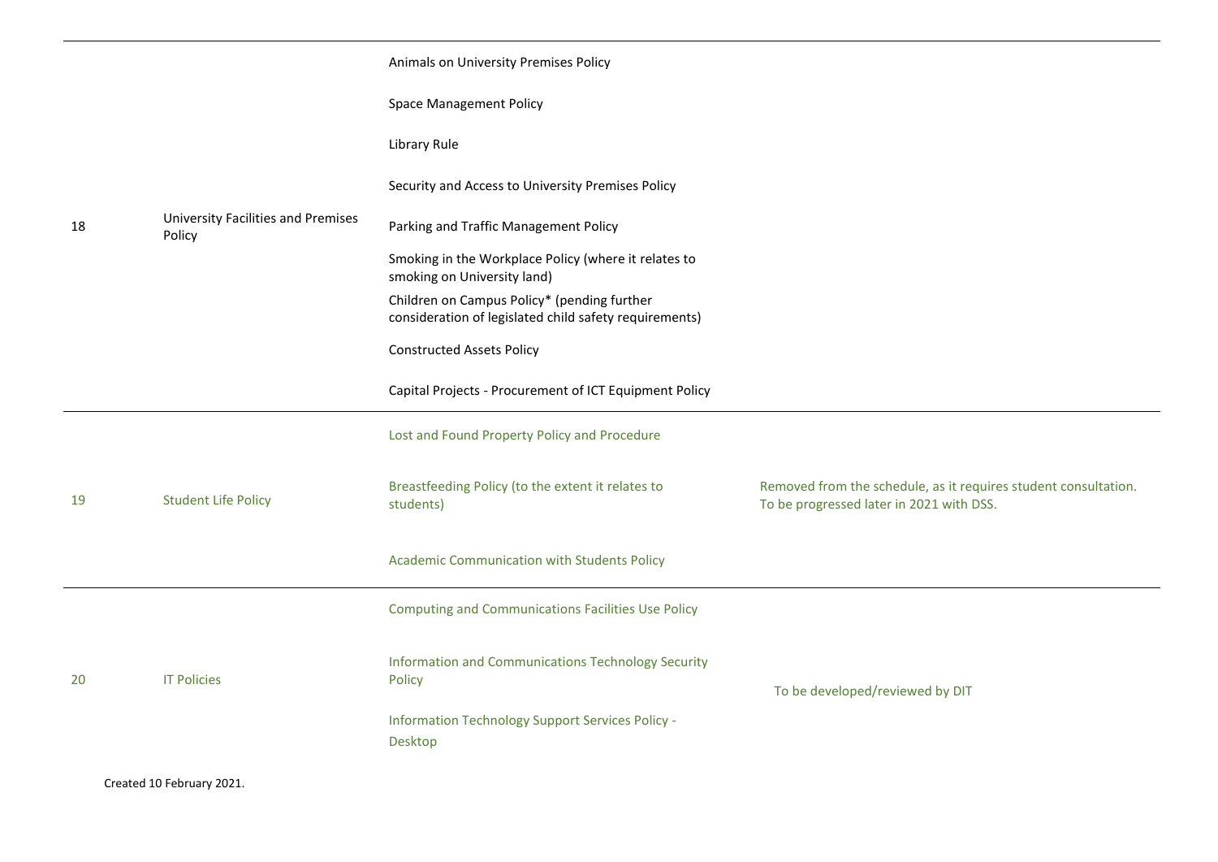| | | | |
|---|---|---|---|
| 18 | University Facilities and Premises Policy | Animals on University Premises Policy | |
| | | Space Management Policy | |
| | | Library Rule | |
| | | Security and Access to University Premises Policy | |
| | | Parking and Traffic Management Policy | |
| | | Smoking in the Workplace Policy (where it relates to smoking on University land) | |
| | | Children on Campus Policy* (pending further consideration of legislated child safety requirements) | |
| | | Constructed Assets Policy | |
| | | Capital Projects - Procurement of ICT Equipment Policy | |
| 19 | Student Life Policy | Lost and Found Property Policy and Procedure | |
| | | Breastfeeding Policy (to the extent it relates to students) | Removed from the schedule, as it requires student consultation. To be progressed later in 2021 with DSS. |
| | | Academic Communication with Students Policy | |
| 20 | IT Policies | Computing and Communications Facilities Use Policy | To be developed/reviewed by DIT |
| | | Information and Communications Technology Security Policy | |
| | | Information Technology Support Services Policy - Desktop | |

Created 10 February 2021.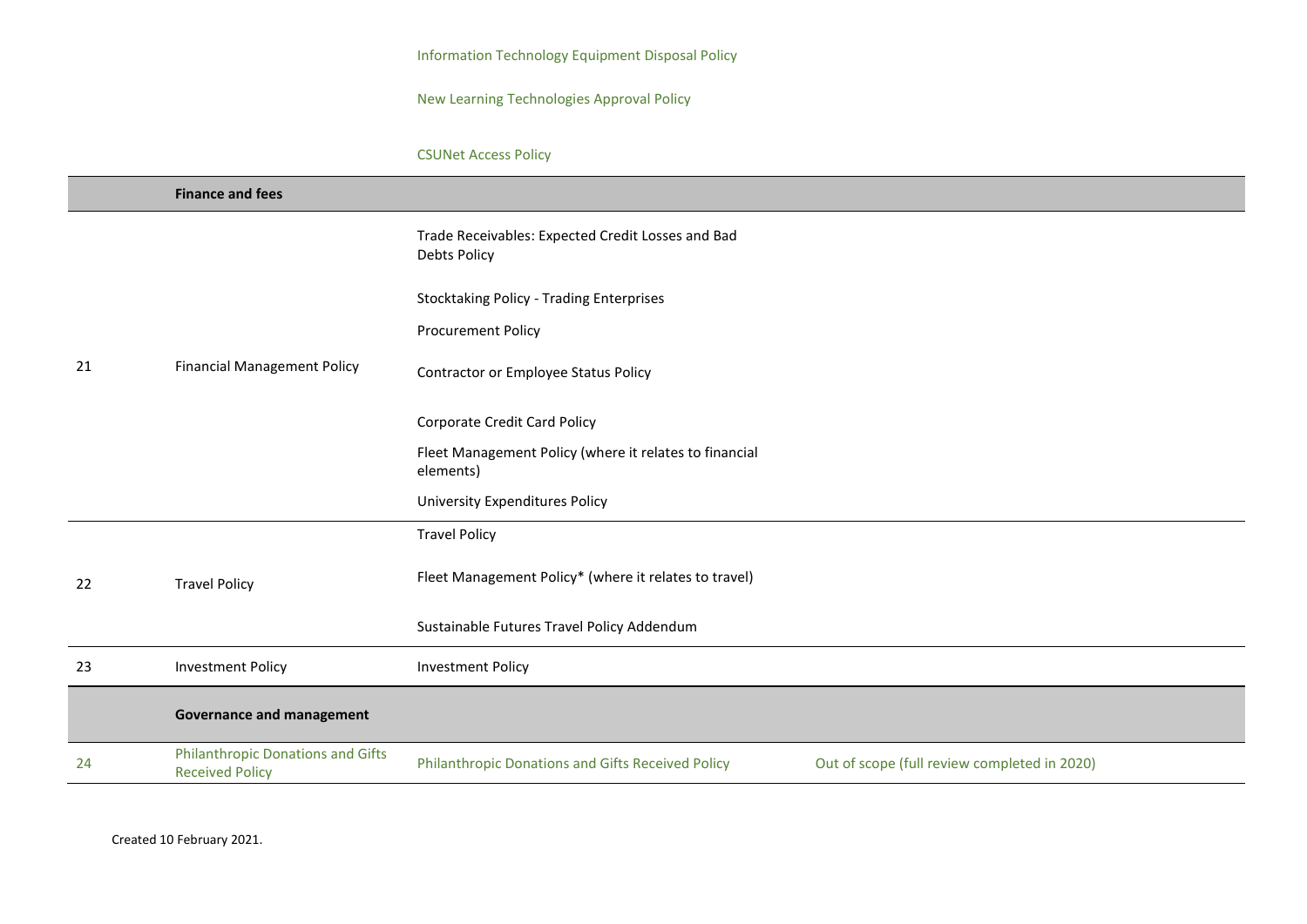| | | | |
|---|---|---|---|
| | | Information Technology Equipment Disposal Policy | |
| | | New Learning Technologies Approval Policy | |
| | | CSUNet Access Policy | |
| | **Finance and fees** | | |
| 21 | Financial Management Policy | Trade Receivables: Expected Credit Losses and Bad Debts Policy | |
| | | Stocktaking Policy - Trading Enterprises | |
| | | Procurement Policy | |
| | | Contractor or Employee Status Policy | |
| | | Corporate Credit Card Policy | |
| | | Fleet Management Policy (where it relates to financial elements) | |
| | | University Expenditures Policy | |
| 22 | Travel Policy | Travel Policy | |
| | | Fleet Management Policy* (where it relates to travel) | |
| | | Sustainable Futures Travel Policy Addendum | |
| 23 | Investment Policy | Investment Policy | |
| | **Governance and management** | | |
| 24 | Philanthropic Donations and Gifts Received Policy | Philanthropic Donations and Gifts Received Policy | Out of scope (full review completed in 2020) |

Created 10 February 2021.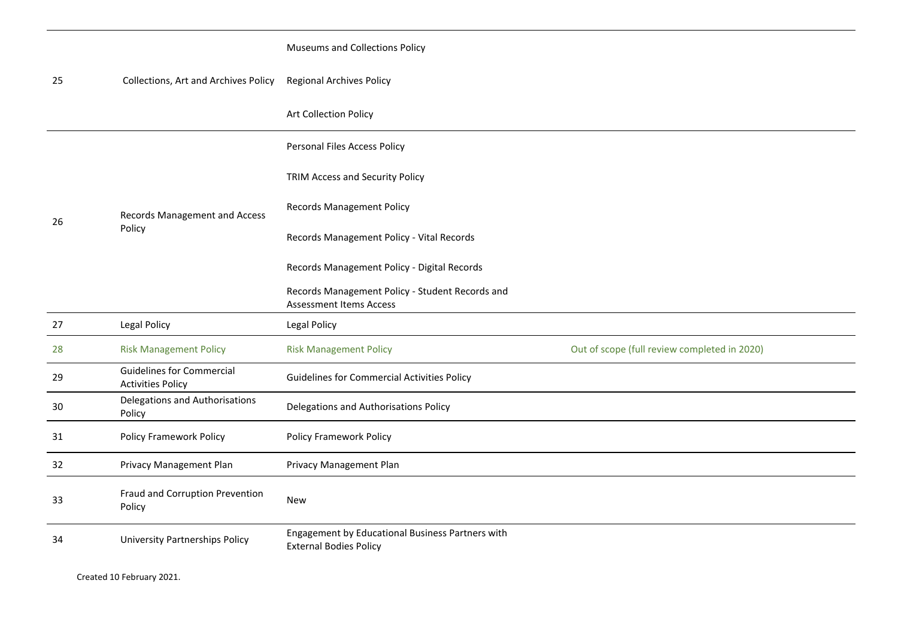| | | | |
|---|---|---|---|
| 25 | Collections, Art and Archives Policy | Museums and Collections Policy | |
| | | Regional Archives Policy | |
| | | Art Collection Policy | |
| 26 | Records Management and Access Policy | Personal Files Access Policy | |
| | | TRIM Access and Security Policy | |
| | | Records Management Policy | |
| | | Records Management Policy - Vital Records | |
| | | Records Management Policy - Digital Records | |
| | | Records Management Policy - Student Records and Assessment Items Access | |
| 27 | Legal Policy | Legal Policy | |
| 28 | Risk Management Policy | Risk Management Policy | Out of scope (full review completed in 2020) |
| 29 | Guidelines for Commercial Activities Policy | Guidelines for Commercial Activities Policy | |
| 30 | Delegations and Authorisations Policy | Delegations and Authorisations Policy | |
| 31 | Policy Framework Policy | Policy Framework Policy | |
| 32 | Privacy Management Plan | Privacy Management Plan | |
| 33 | Fraud and Corruption Prevention Policy | New | |
| 34 | University Partnerships Policy | Engagement by Educational Business Partners with External Bodies Policy | |

Created 10 February 2021.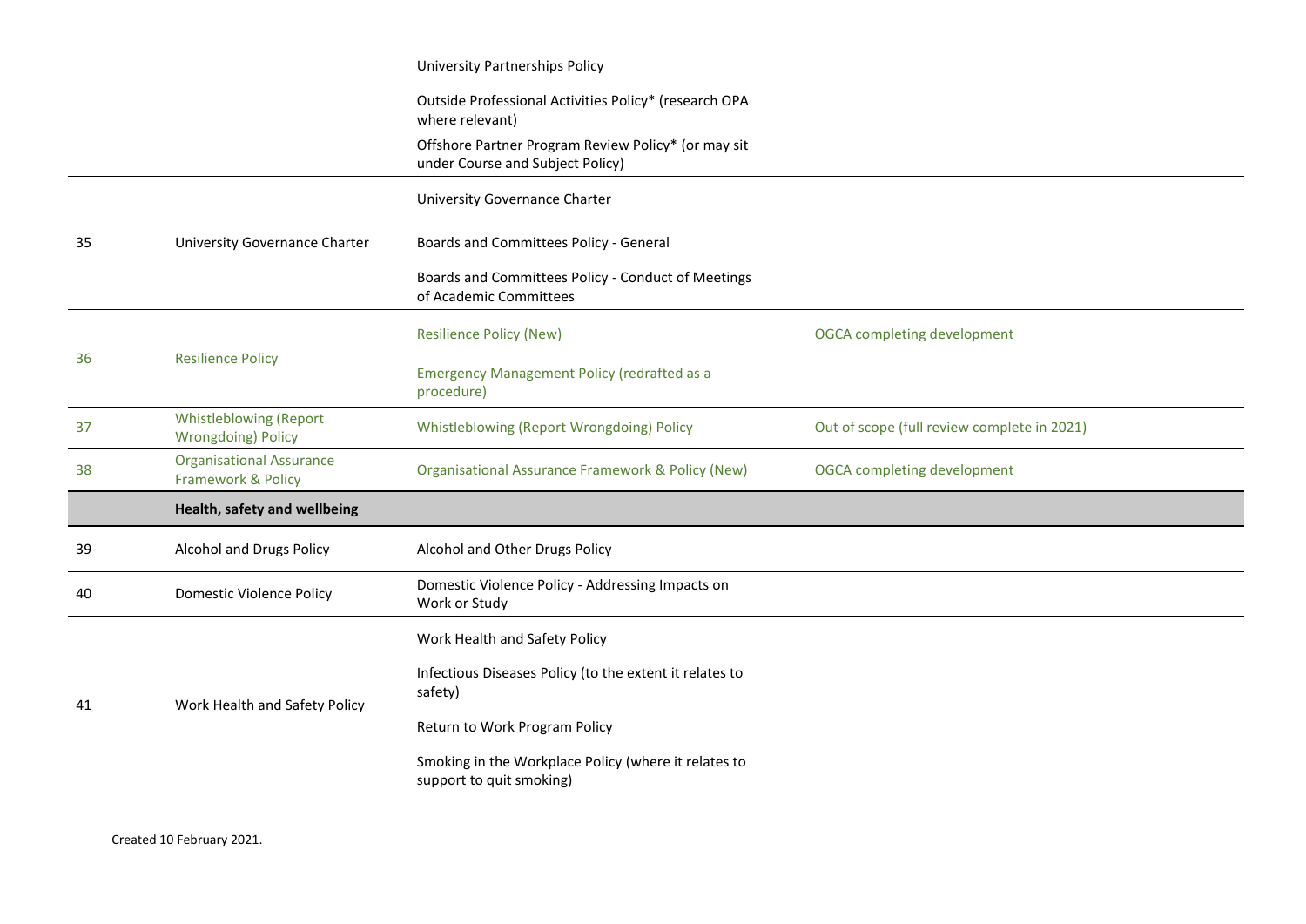| | | | |
|---|---|---|---|
| | | University Partnerships Policy | |
| | | Outside Professional Activities Policy* (research OPA where relevant) | |
| | | Offshore Partner Program Review Policy* (or may sit under Course and Subject Policy) | |
| 35 | University Governance Charter | University Governance Charter | |
| | | Boards and Committees Policy - General | |
| | | Boards and Committees Policy - Conduct of Meetings of Academic Committees | |
| 36 | Resilience Policy | Resilience Policy (New) | OGCA completing development |
| | | Emergency Management Policy (redrafted as a procedure) | |
| 37 | Whistleblowing (Report Wrongdoing) Policy | Whistleblowing (Report Wrongdoing) Policy | Out of scope (full review complete in 2021) |
| 38 | Organisational Assurance Framework & Policy | Organisational Assurance Framework & Policy (New) | OGCA completing development |
| | **Health, safety and wellbeing** | | |
| 39 | Alcohol and Drugs Policy | Alcohol and Other Drugs Policy | |
| 40 | Domestic Violence Policy | Domestic Violence Policy - Addressing Impacts on Work or Study | |
| 41 | Work Health and Safety Policy | Work Health and Safety Policy | |
| | | Infectious Diseases Policy (to the extent it relates to safety) | |
| | | Return to Work Program Policy | |
| | | Smoking in the Workplace Policy (where it relates to support to quit smoking) | |

Created 10 February 2021.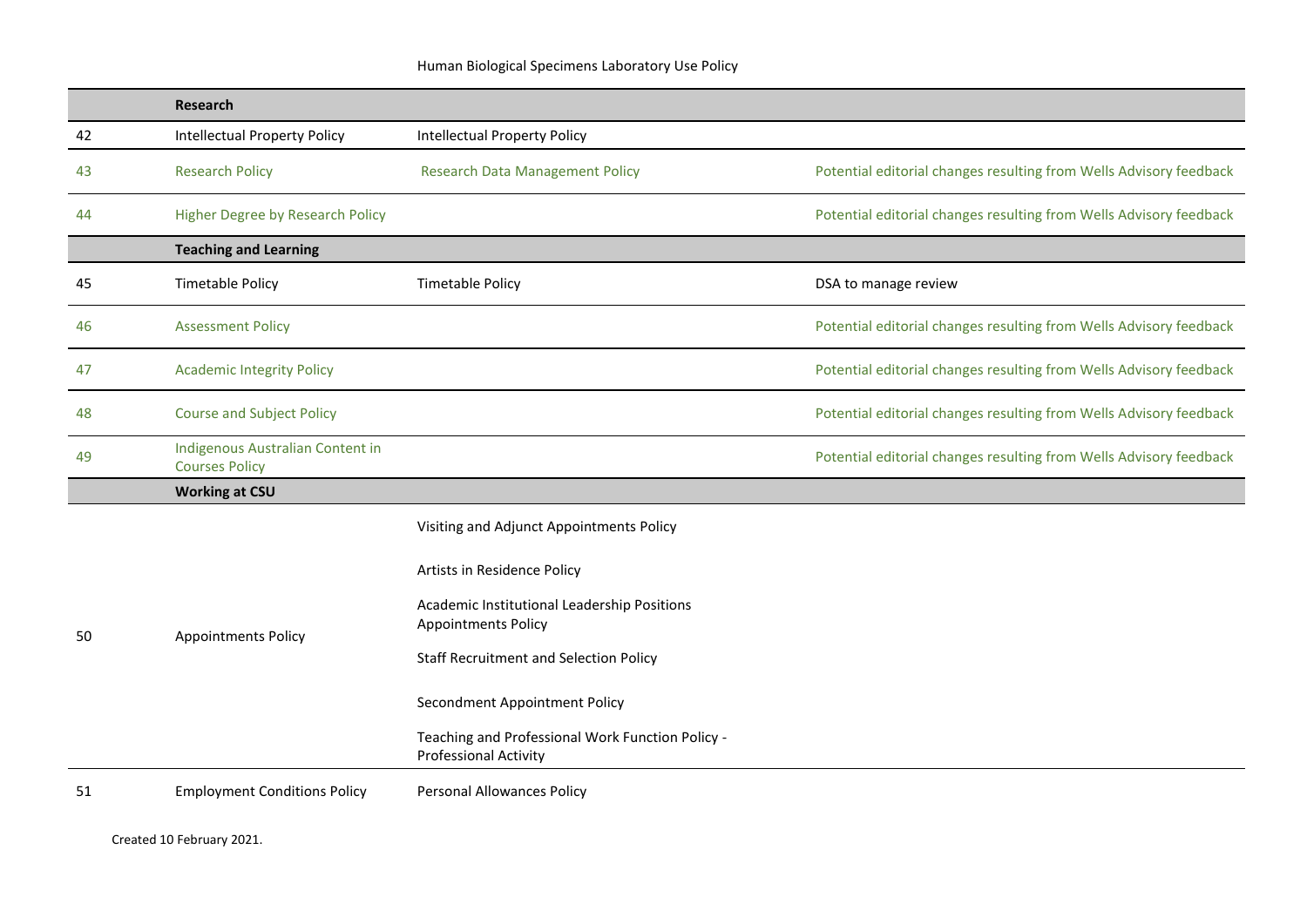| | | | |
|---|---|---|---|
| | **Research** | | |
| 42 | Intellectual Property Policy | Intellectual Property Policy | |
| 43 | Research Policy | Research Data Management Policy | Potential editorial changes resulting from Wells Advisory feedback |
| 44 | Higher Degree by Research Policy | | Potential editorial changes resulting from Wells Advisory feedback |
| | **Teaching and Learning** | | |
| 45 | Timetable Policy | Timetable Policy | DSA to manage review |
| 46 | Assessment Policy | | Potential editorial changes resulting from Wells Advisory feedback |
| 47 | Academic Integrity Policy | | Potential editorial changes resulting from Wells Advisory feedback |
| 48 | Course and Subject Policy | | Potential editorial changes resulting from Wells Advisory feedback |
| 49 | Indigenous Australian Content in Courses Policy | | Potential editorial changes resulting from Wells Advisory feedback |
| | **Working at CSU** | | |
| 50 | Appointments Policy | Visiting and Adjunct Appointments Policy<br>Artists in Residence Policy<br>Academic Institutional Leadership Positions Appointments Policy<br>Staff Recruitment and Selection Policy<br>Secondment Appointment Policy<br>Teaching and Professional Work Function Policy - Professional Activity | |
| 51 | Employment Conditions Policy | Personal Allowances Policy | |

Created 10 February 2021.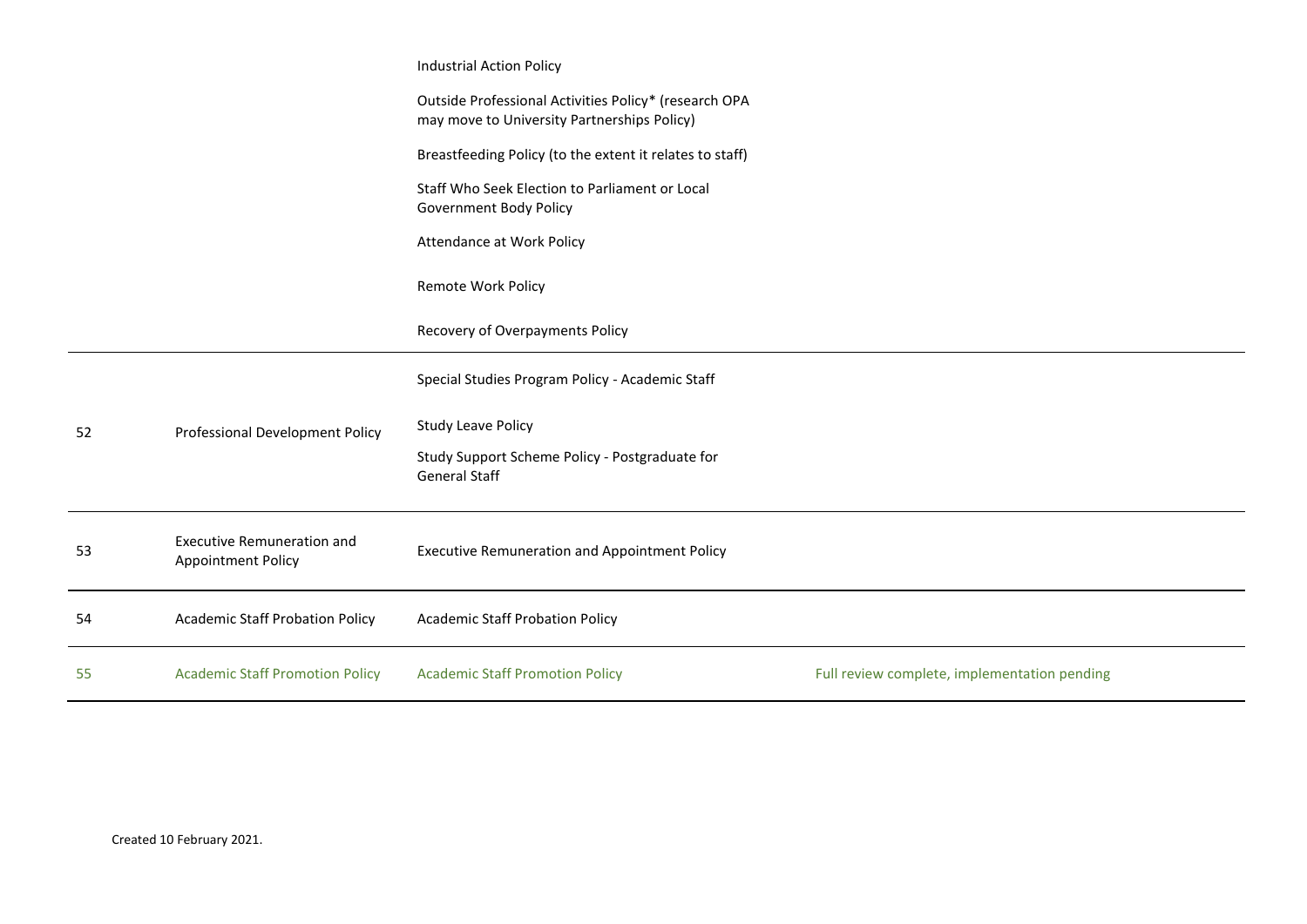| | | | |
|---|---|---|---|
| | | Industrial Action Policy | |
| | | Outside Professional Activities Policy* (research OPA may move to University Partnerships Policy) | |
| | | Breastfeeding Policy (to the extent it relates to staff) | |
| | | Staff Who Seek Election to Parliament or Local Government Body Policy | |
| | | Attendance at Work Policy | |
| | | Remote Work Policy | |
| | | Recovery of Overpayments Policy | |
| 52 | Professional Development Policy | Special Studies Program Policy - Academic Staff | |
| | | Study Leave Policy | |
| | | Study Support Scheme Policy - Postgraduate for General Staff | |
| 53 | Executive Remuneration and Appointment Policy | Executive Remuneration and Appointment Policy | |
| 54 | Academic Staff Probation Policy | Academic Staff Probation Policy | |
| 55 | Academic Staff Promotion Policy | Academic Staff Promotion Policy | Full review complete, implementation pending |

Created 10 February 2021.